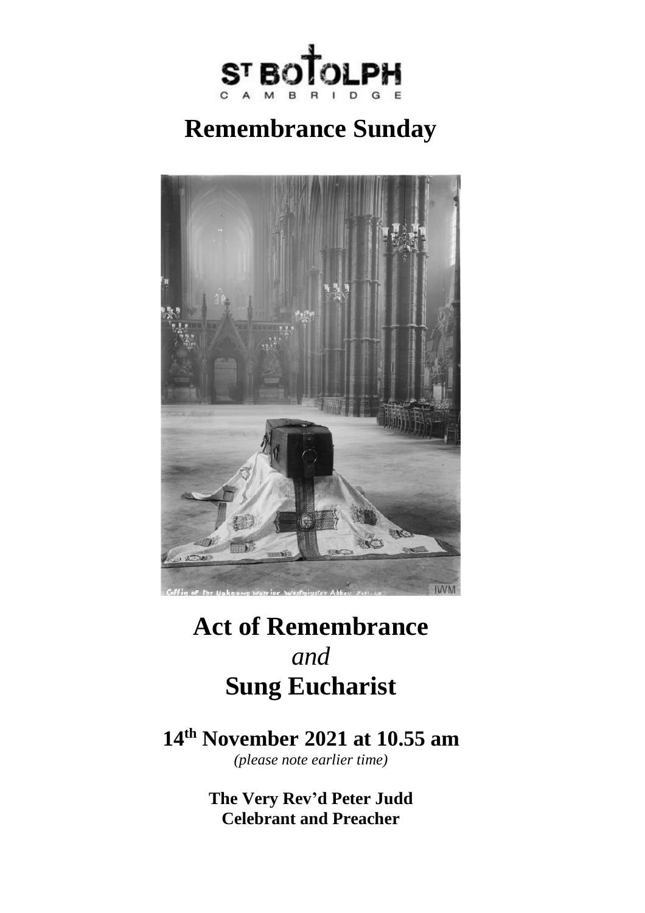ST BOTOLPH
CAMBRIDGE

# Remembrance Sunday

# Act of Remembrance
*and*
# Sung Eucharist

## 14th November 2021 at 10.55 am

*(please note earlier time)*

**The Very Rev'd Peter Judd**
**Celebrant and Preacher**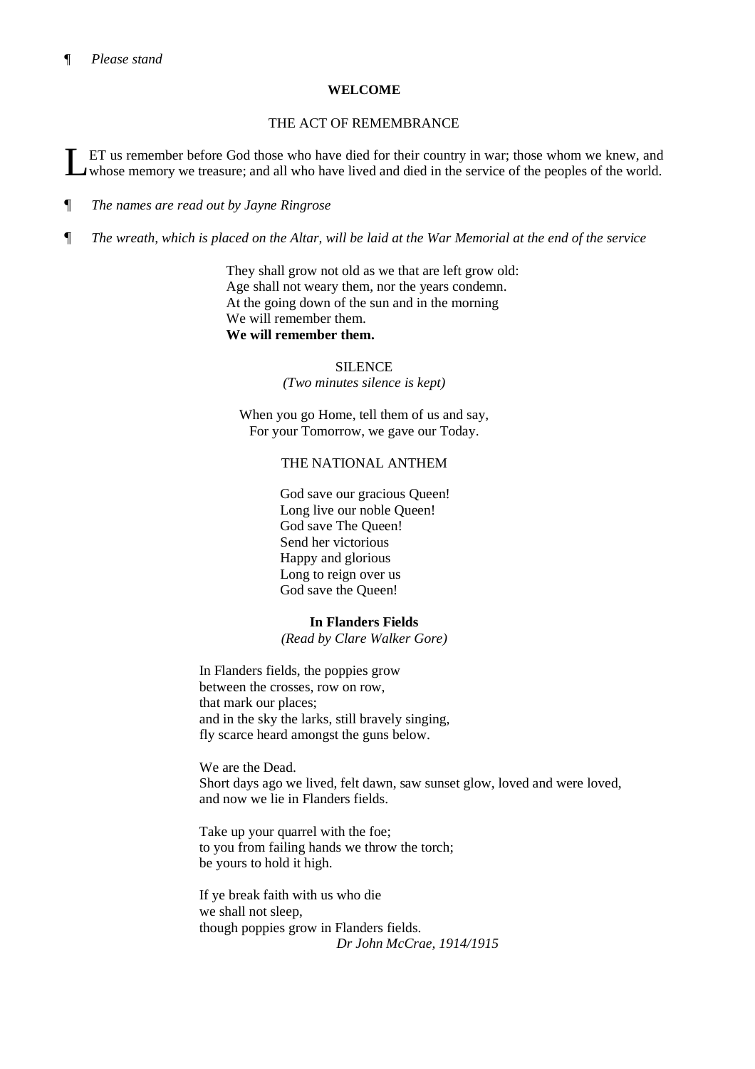¶ *Please stand*

**WELCOME**

THE ACT OF REMEMBRANCE

LET us remember before God those who have died for their country in war; those whom we knew, and whose memory we treasure; and all who have lived and died in the service of the peoples of the world.

¶ *The names are read out by Jayne Ringrose*

¶ *The wreath, which is placed on the Altar, will be laid at the War Memorial at the end of the service*

They shall grow not old as we that are left grow old:  
Age shall not weary them, nor the years condemn.  
At the going down of the sun and in the morning  
We will remember them.  
**We will remember them.**

SILENCE  
*(Two minutes silence is kept)*

When you go Home, tell them of us and say,  
For your Tomorrow, we gave our Today.

THE NATIONAL ANTHEM

God save our gracious Queen!  
Long live our noble Queen!  
God save The Queen!  
Send her victorious  
Happy and glorious  
Long to reign over us  
God save the Queen!

**In Flanders Fields**  
*(Read by Clare Walker Gore)*

In Flanders fields, the poppies grow  
between the crosses, row on row,  
that mark our places;  
and in the sky the larks, still bravely singing,  
fly scarce heard amongst the guns below.

We are the Dead.  
Short days ago we lived, felt dawn, saw sunset glow, loved and were loved,  
and now we lie in Flanders fields.

Take up your quarrel with the foe;  
to you from failing hands we throw the torch;  
be yours to hold it high.

If ye break faith with us who die  
we shall not sleep,  
though poppies grow in Flanders fields.  
*Dr John McCrae, 1914/1915*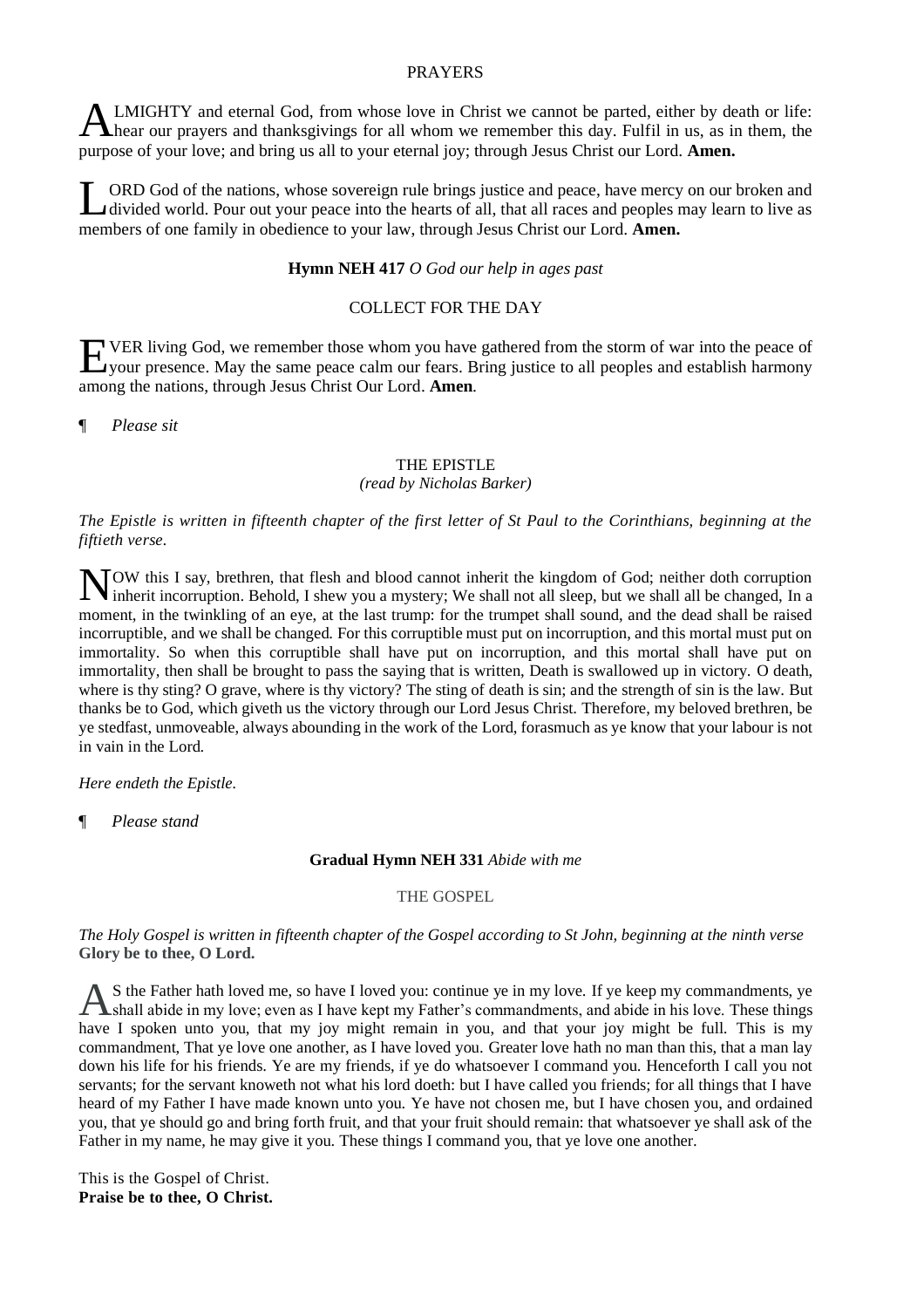## PRAYERS

ALMIGHTY and eternal God, from whose love in Christ we cannot be parted, either by death or life: hear our prayers and thanksgivings for all whom we remember this day. Fulfil in us, as in them, the purpose of your love; and bring us all to your eternal joy; through Jesus Christ our Lord. **Amen.**

LORD God of the nations, whose sovereign rule brings justice and peace, have mercy on our broken and divided world. Pour out your peace into the hearts of all, that all races and peoples may learn to live as members of one family in obedience to your law, through Jesus Christ our Lord. **Amen.**

**Hymn NEH 417** *O God our help in ages past*

## COLLECT FOR THE DAY

EVER living God, we remember those whom you have gathered from the storm of war into the peace of your presence. May the same peace calm our fears. Bring justice to all peoples and establish harmony among the nations, through Jesus Christ Our Lord. **Amen**.

¶ *Please sit*

## THE EPISTLE

*(read by Nicholas Barker)*

*The Epistle is written in fifteenth chapter of the first letter of St Paul to the Corinthians, beginning at the fiftieth verse.*

NOW this I say, brethren, that flesh and blood cannot inherit the kingdom of God; neither doth corruption inherit incorruption. Behold, I shew you a mystery; We shall not all sleep, but we shall all be changed, In a moment, in the twinkling of an eye, at the last trump: for the trumpet shall sound, and the dead shall be raised incorruptible, and we shall be changed. For this corruptible must put on incorruption, and this mortal must put on immortality. So when this corruptible shall have put on incorruption, and this mortal shall have put on immortality, then shall be brought to pass the saying that is written, Death is swallowed up in victory. O death, where is thy sting? O grave, where is thy victory? The sting of death is sin; and the strength of sin is the law. But thanks be to God, which giveth us the victory through our Lord Jesus Christ. Therefore, my beloved brethren, be ye stedfast, unmoveable, always abounding in the work of the Lord, forasmuch as ye know that your labour is not in vain in the Lord.

*Here endeth the Epistle.*

¶ *Please stand*

**Gradual Hymn NEH 331** *Abide with me*

## THE GOSPEL

*The Holy Gospel is written in fifteenth chapter of the Gospel according to St John, beginning at the ninth verse*
**Glory be to thee, O Lord.**

AS the Father hath loved me, so have I loved you: continue ye in my love. If ye keep my commandments, ye shall abide in my love; even as I have kept my Father's commandments, and abide in his love. These things have I spoken unto you, that my joy might remain in you, and that your joy might be full. This is my commandment, That ye love one another, as I have loved you. Greater love hath no man than this, that a man lay down his life for his friends. Ye are my friends, if ye do whatsoever I command you. Henceforth I call you not servants; for the servant knoweth not what his lord doeth: but I have called you friends; for all things that I have heard of my Father I have made known unto you. Ye have not chosen me, but I have chosen you, and ordained you, that ye should go and bring forth fruit, and that your fruit should remain: that whatsoever ye shall ask of the Father in my name, he may give it you. These things I command you, that ye love one another.

This is the Gospel of Christ.
**Praise be to thee, O Christ.**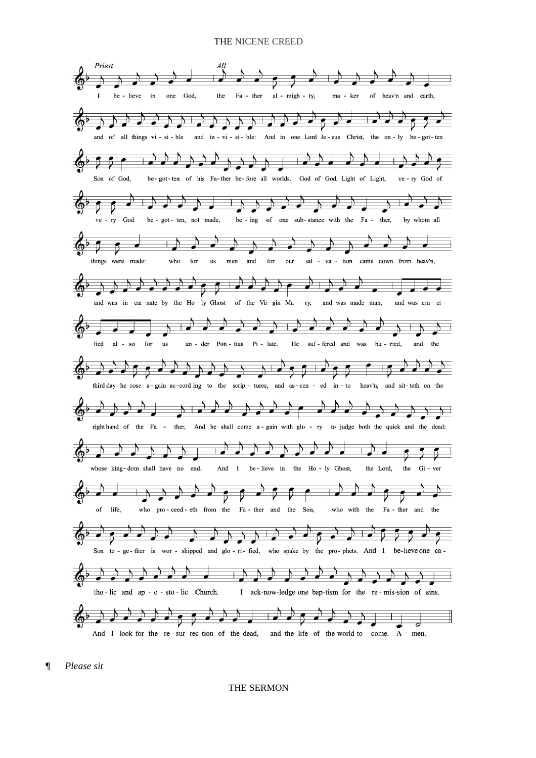# THE NICENE CREED

*Priest*

I be - lieve in one God,

*All*

the Fa - ther al - migh - ty, ma - ker of heav'n and earth, and of all things vi - si - ble and in - vi - si - ble: And in one Lord Je - sus Christ, the on - ly be - got - ten Son of God, be - got - ten of his Fa - ther be - fore all worlds. God of God, Light of Light, ve - ry God of ve - ry God be - got - ten, not made, be - ing of one sub - stance with the Fa - ther, by whom all things were made: who for us men and for our sal - va - tion came down from heav'n, and was in - car - nate by the Ho - ly Ghost of the Vir - gin Ma - ry, and was made man, and was cru - ci - fied al - so for us un - der Pon - tius Pi - late. He suf - fered and was bu - ried, and the third day he rose a - gain ac - cord ing to the scrip - tures, and as - cen - ed in - to heav'n, and sit - teth on the right hand of the Fa - ther, And he shall come a - gain with glo - ry to judge both the quick and the dead: whose king - dom shall have no end. And I be - lieve in the Ho - ly Ghost, the Lord, the Gi - ver of life, who pro - ceed - eth from the Fa - ther and the Son, who with the Fa - ther and the Son to - ge - ther is wor - shipped and glo - ri - fied, who spake by the pro - phets. And I be - lieve one ca - tho - lic and ap - o - sto - lic Church. I ack - now - ledge one bap - tism for the re - mis - sion of sins. And I look for the re - sur - rec - tion of the dead, and the life of the world to come. A - men.

¶ *Please sit*

THE SERMON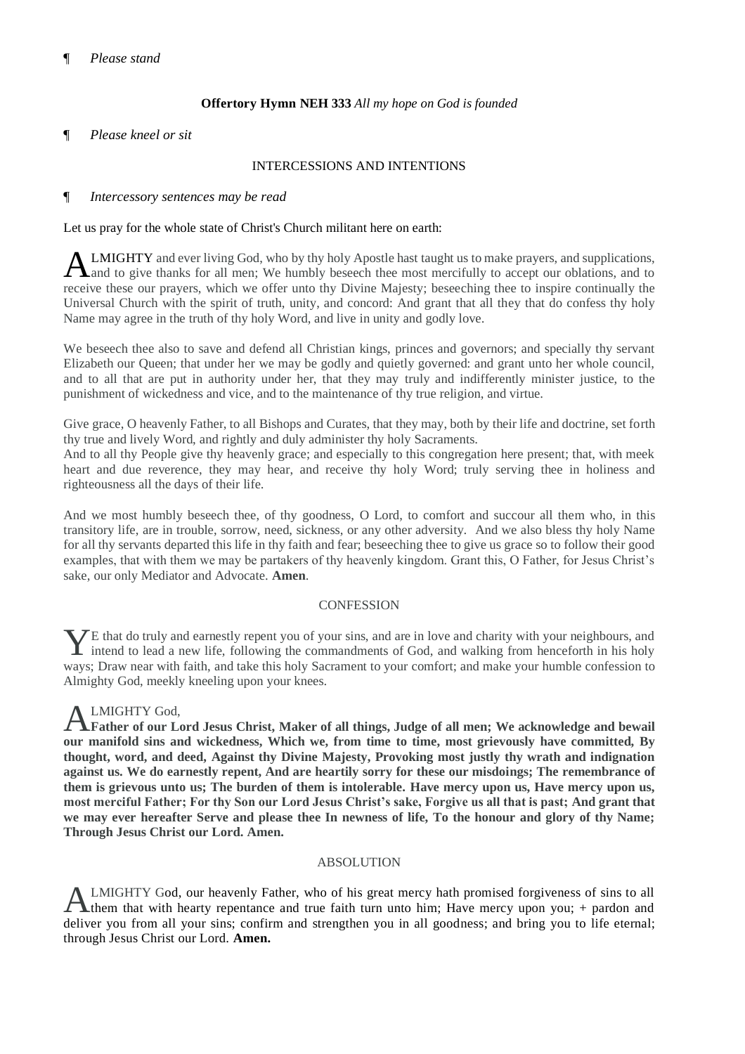¶ *Please stand*

**Offertory Hymn NEH 333** *All my hope on God is founded*

¶ *Please kneel or sit*

INTERCESSIONS AND INTENTIONS

¶ *Intercessory sentences may be read*

Let us pray for the whole state of Christ's Church militant here on earth:

ALMIGHTY and ever living God, who by thy holy Apostle hast taught us to make prayers, and supplications, and to give thanks for all men; We humbly beseech thee most mercifully to accept our oblations, and to receive these our prayers, which we offer unto thy Divine Majesty; beseeching thee to inspire continually the Universal Church with the spirit of truth, unity, and concord: And grant that all they that do confess thy holy Name may agree in the truth of thy holy Word, and live in unity and godly love.

We beseech thee also to save and defend all Christian kings, princes and governors; and specially thy servant Elizabeth our Queen; that under her we may be godly and quietly governed: and grant unto her whole council, and to all that are put in authority under her, that they may truly and indifferently minister justice, to the punishment of wickedness and vice, and to the maintenance of thy true religion, and virtue.

Give grace, O heavenly Father, to all Bishops and Curates, that they may, both by their life and doctrine, set forth thy true and lively Word, and rightly and duly administer thy holy Sacraments.
And to all thy People give thy heavenly grace; and especially to this congregation here present; that, with meek heart and due reverence, they may hear, and receive thy holy Word; truly serving thee in holiness and righteousness all the days of their life.

And we most humbly beseech thee, of thy goodness, O Lord, to comfort and succour all them who, in this transitory life, are in trouble, sorrow, need, sickness, or any other adversity. And we also bless thy holy Name for all thy servants departed this life in thy faith and fear; beseeching thee to give us grace so to follow their good examples, that with them we may be partakers of thy heavenly kingdom. Grant this, O Father, for Jesus Christ's sake, our only Mediator and Advocate. **Amen**.

CONFESSION

YE that do truly and earnestly repent you of your sins, and are in love and charity with your neighbours, and intend to lead a new life, following the commandments of God, and walking from henceforth in his holy ways; Draw near with faith, and take this holy Sacrament to your comfort; and make your humble confession to Almighty God, meekly kneeling upon your knees.

ALMIGHTY God,
**Father of our Lord Jesus Christ, Maker of all things, Judge of all men; We acknowledge and bewail our manifold sins and wickedness, Which we, from time to time, most grievously have committed, By thought, word, and deed, Against thy Divine Majesty, Provoking most justly thy wrath and indignation against us. We do earnestly repent, And are heartily sorry for these our misdoings; The remembrance of them is grievous unto us; The burden of them is intolerable. Have mercy upon us, Have mercy upon us, most merciful Father; For thy Son our Lord Jesus Christ's sake, Forgive us all that is past; And grant that we may ever hereafter Serve and please thee In newness of life, To the honour and glory of thy Name; Through Jesus Christ our Lord. Amen.**

ABSOLUTION

ALMIGHTY God, our heavenly Father, who of his great mercy hath promised forgiveness of sins to all them that with hearty repentance and true faith turn unto him; Have mercy upon you; + pardon and deliver you from all your sins; confirm and strengthen you in all goodness; and bring you to life eternal; through Jesus Christ our Lord. **Amen.**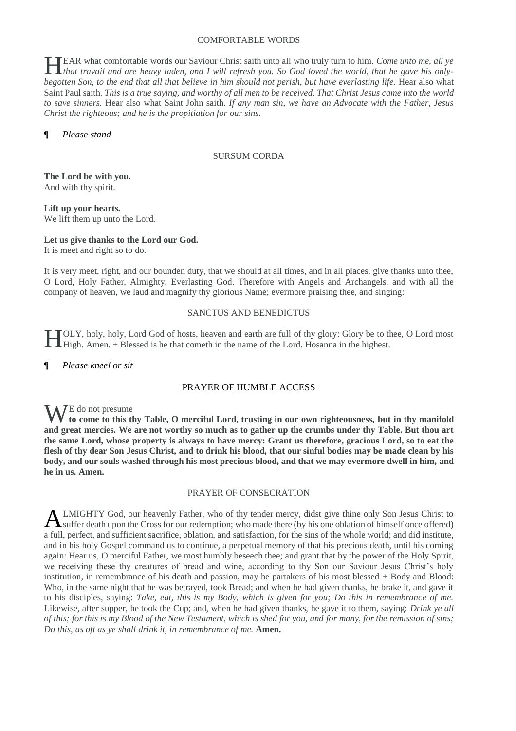## COMFORTABLE WORDS

HEAR what comfortable words our Saviour Christ saith unto all who truly turn to him. *Come unto me, all ye that travail and are heavy laden, and I will refresh you. So God loved the world, that he gave his only-begotten Son, to the end that all that believe in him should not perish, but have everlasting life.* Hear also what Saint Paul saith. *This is a true saying, and worthy of all men to be received, That Christ Jesus came into the world to save sinners.* Hear also what Saint John saith. *If any man sin, we have an Advocate with the Father, Jesus Christ the righteous; and he is the propitiation for our sins.*

¶ *Please stand*

## SURSUM CORDA

**The Lord be with you.**
And with thy spirit.

**Lift up your hearts.**
We lift them up unto the Lord.

**Let us give thanks to the Lord our God.**
It is meet and right so to do.

It is very meet, right, and our bounden duty, that we should at all times, and in all places, give thanks unto thee, O Lord, Holy Father, Almighty, Everlasting God. Therefore with Angels and Archangels, and with all the company of heaven, we laud and magnify thy glorious Name; evermore praising thee, and singing:

## SANCTUS AND BENEDICTUS

HOLY, holy, holy, Lord God of hosts, heaven and earth are full of thy glory: Glory be to thee, O Lord most High. Amen. + Blessed is he that cometh in the name of the Lord. Hosanna in the highest.

¶ *Please kneel or sit*

## PRAYER OF HUMBLE ACCESS

WE do not presume **to come to this thy Table, O merciful Lord, trusting in our own righteousness, but in thy manifold and great mercies. We are not worthy so much as to gather up the crumbs under thy Table. But thou art the same Lord, whose property is always to have mercy: Grant us therefore, gracious Lord, so to eat the flesh of thy dear Son Jesus Christ, and to drink his blood, that our sinful bodies may be made clean by his body, and our souls washed through his most precious blood, and that we may evermore dwell in him, and he in us. Amen.**

## PRAYER OF CONSECRATION

ALMIGHTY God, our heavenly Father, who of thy tender mercy, didst give thine only Son Jesus Christ to suffer death upon the Cross for our redemption; who made there (by his one oblation of himself once offered) a full, perfect, and sufficient sacrifice, oblation, and satisfaction, for the sins of the whole world; and did institute, and in his holy Gospel command us to continue, a perpetual memory of that his precious death, until his coming again: Hear us, O merciful Father, we most humbly beseech thee; and grant that by the power of the Holy Spirit, we receiving these thy creatures of bread and wine, according to thy Son our Saviour Jesus Christ's holy institution, in remembrance of his death and passion, may be partakers of his most blessed + Body and Blood: Who, in the same night that he was betrayed, took Bread; and when he had given thanks, he brake it, and gave it to his disciples, saying: *Take, eat, this is my Body, which is given for you; Do this in remembrance of me.* Likewise, after supper, he took the Cup; and, when he had given thanks, he gave it to them, saying: *Drink ye all of this; for this is my Blood of the New Testament, which is shed for you, and for many, for the remission of sins; Do this, as oft as ye shall drink it, in remembrance of me.* **Amen.**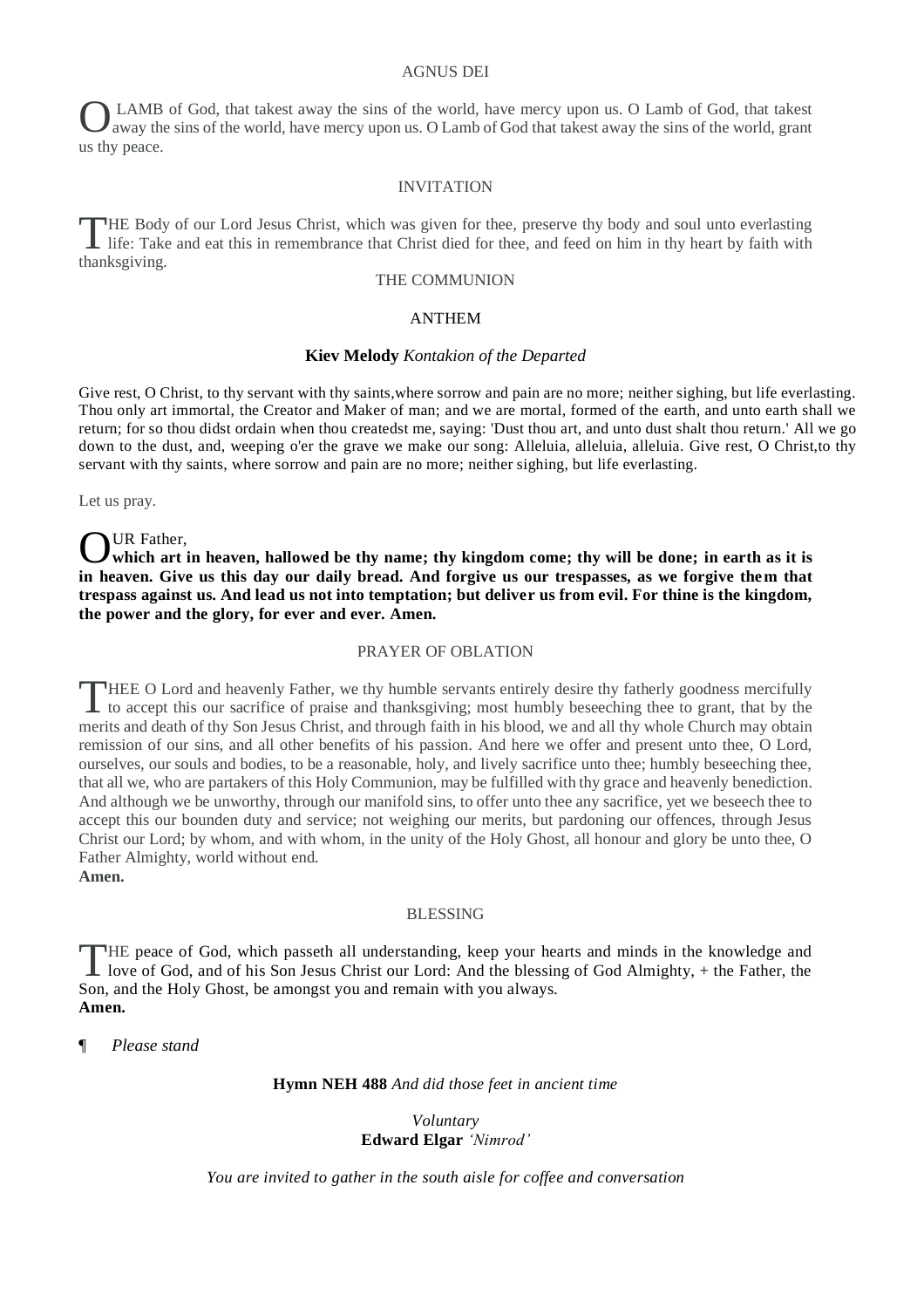## AGNUS DEI

O LAMB of God, that takest away the sins of the world, have mercy upon us. O Lamb of God, that takest away the sins of the world, have mercy upon us. O Lamb of God that takest away the sins of the world, grant us thy peace.

## INVITATION

THE Body of our Lord Jesus Christ, which was given for thee, preserve thy body and soul unto everlasting life: Take and eat this in remembrance that Christ died for thee, and feed on him in thy heart by faith with thanksgiving.

## THE COMMUNION

## ANTHEM

**Kiev Melody** *Kontakion of the Departed*

Give rest, O Christ, to thy servant with thy saints,where sorrow and pain are no more; neither sighing, but life everlasting. Thou only art immortal, the Creator and Maker of man; and we are mortal, formed of the earth, and unto earth shall we return; for so thou didst ordain when thou createdst me, saying: 'Dust thou art, and unto dust shalt thou return.' All we go down to the dust, and, weeping o'er the grave we make our song: Alleluia, alleluia, alleluia. Give rest, O Christ,to thy servant with thy saints, where sorrow and pain are no more; neither sighing, but life everlasting.

Let us pray.

OUR Father,
**which art in heaven, hallowed be thy name; thy kingdom come; thy will be done; in earth as it is in heaven. Give us this day our daily bread. And forgive us our trespasses, as we forgive them that trespass against us. And lead us not into temptation; but deliver us from evil. For thine is the kingdom, the power and the glory, for ever and ever. Amen.**

## PRAYER OF OBLATION

THEE O Lord and heavenly Father, we thy humble servants entirely desire thy fatherly goodness mercifully to accept this our sacrifice of praise and thanksgiving; most humbly beseeching thee to grant, that by the merits and death of thy Son Jesus Christ, and through faith in his blood, we and all thy whole Church may obtain remission of our sins, and all other benefits of his passion. And here we offer and present unto thee, O Lord, ourselves, our souls and bodies, to be a reasonable, holy, and lively sacrifice unto thee; humbly beseeching thee, that all we, who are partakers of this Holy Communion, may be fulfilled with thy grace and heavenly benediction. And although we be unworthy, through our manifold sins, to offer unto thee any sacrifice, yet we beseech thee to accept this our bounden duty and service; not weighing our merits, but pardoning our offences, through Jesus Christ our Lord; by whom, and with whom, in the unity of the Holy Ghost, all honour and glory be unto thee, O Father Almighty, world without end.
**Amen.**

## BLESSING

THE peace of God, which passeth all understanding, keep your hearts and minds in the knowledge and love of God, and of his Son Jesus Christ our Lord: And the blessing of God Almighty, + the Father, the Son, and the Holy Ghost, be amongst you and remain with you always.
**Amen.**

¶ *Please stand*

**Hymn NEH 488** *And did those feet in ancient time*

*Voluntary*
**Edward Elgar** *'Nimrod'*

*You are invited to gather in the south aisle for coffee and conversation*